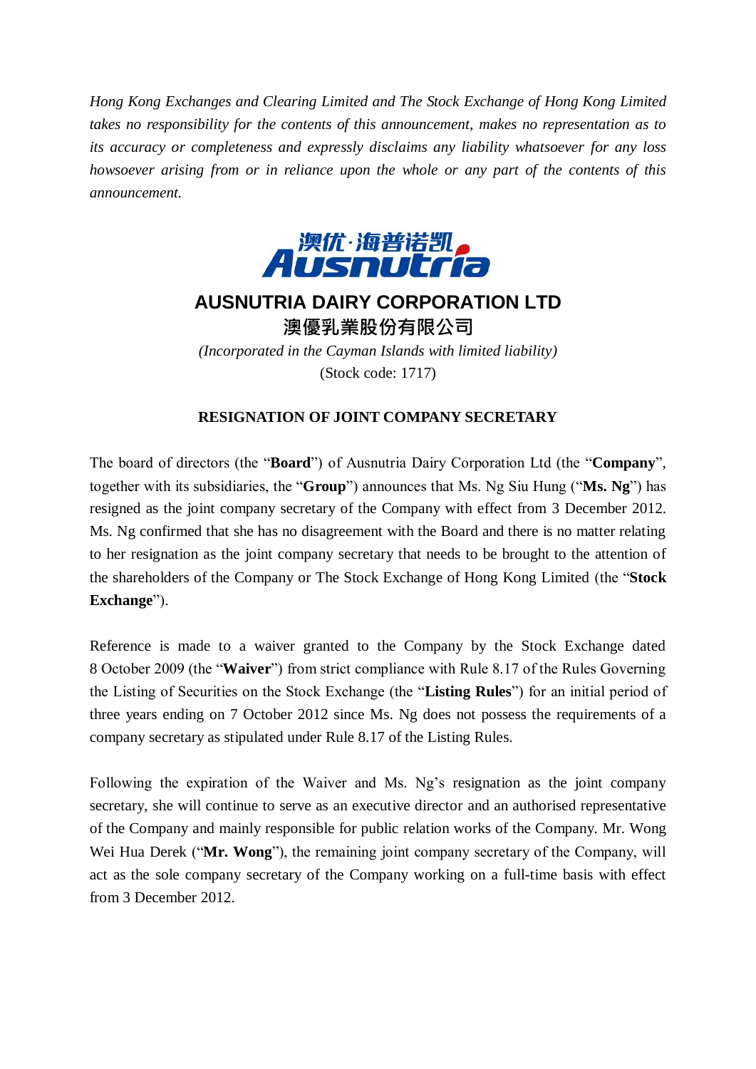*Hong Kong Exchanges and Clearing Limited and The Stock Exchange of Hong Kong Limited takes no responsibility for the contents of this announcement, makes no representation as to its accuracy or completeness and expressly disclaims any liability whatsoever for any loss howsoever arising from or in reliance upon the whole or any part of the contents of this announcement.*

澳优·海普诺凯
Ausnutria

# AUSNUTRIA DAIRY CORPORATION LTD

# 澳優乳業股份有限公司

*(Incorporated in the Cayman Islands with limited liability)*

(Stock code: 1717)

## RESIGNATION OF JOINT COMPANY SECRETARY

The board of directors (the "**Board**") of Ausnutria Dairy Corporation Ltd (the "**Company**", together with its subsidiaries, the "**Group**") announces that Ms. Ng Siu Hung ("**Ms. Ng**") has resigned as the joint company secretary of the Company with effect from 3 December 2012. Ms. Ng confirmed that she has no disagreement with the Board and there is no matter relating to her resignation as the joint company secretary that needs to be brought to the attention of the shareholders of the Company or The Stock Exchange of Hong Kong Limited (the "**Stock Exchange**").

Reference is made to a waiver granted to the Company by the Stock Exchange dated 8 October 2009 (the "**Waiver**") from strict compliance with Rule 8.17 of the Rules Governing the Listing of Securities on the Stock Exchange (the "**Listing Rules**") for an initial period of three years ending on 7 October 2012 since Ms. Ng does not possess the requirements of a company secretary as stipulated under Rule 8.17 of the Listing Rules.

Following the expiration of the Waiver and Ms. Ng's resignation as the joint company secretary, she will continue to serve as an executive director and an authorised representative of the Company and mainly responsible for public relation works of the Company. Mr. Wong Wei Hua Derek ("**Mr. Wong**"), the remaining joint company secretary of the Company, will act as the sole company secretary of the Company working on a full-time basis with effect from 3 December 2012.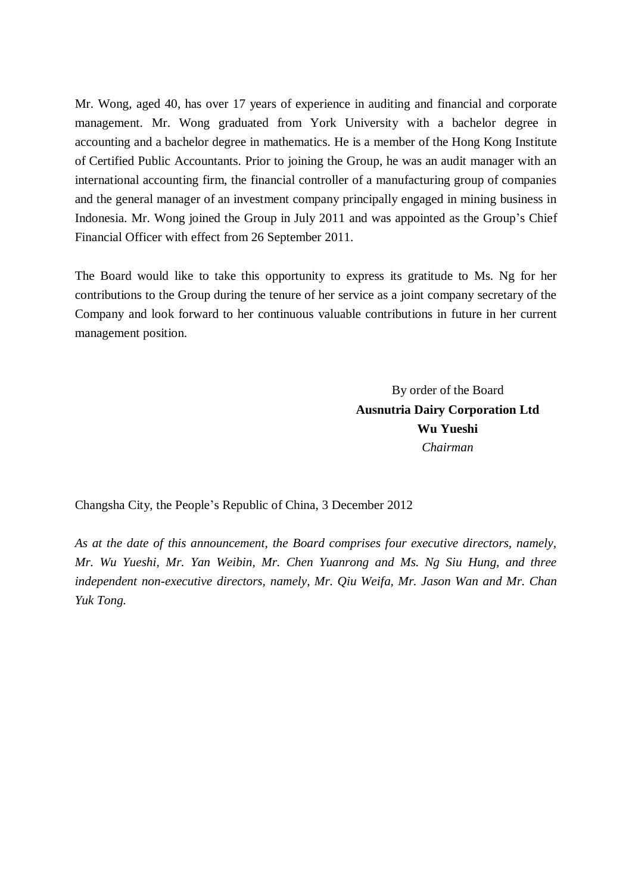Mr. Wong, aged 40, has over 17 years of experience in auditing and financial and corporate management. Mr. Wong graduated from York University with a bachelor degree in accounting and a bachelor degree in mathematics. He is a member of the Hong Kong Institute of Certified Public Accountants. Prior to joining the Group, he was an audit manager with an international accounting firm, the financial controller of a manufacturing group of companies and the general manager of an investment company principally engaged in mining business in Indonesia. Mr. Wong joined the Group in July 2011 and was appointed as the Group's Chief Financial Officer with effect from 26 September 2011.

The Board would like to take this opportunity to express its gratitude to Ms. Ng for her contributions to the Group during the tenure of her service as a joint company secretary of the Company and look forward to her continuous valuable contributions in future in her current management position.

By order of the Board
**Ausnutria Dairy Corporation Ltd**
**Wu Yueshi**
*Chairman*

Changsha City, the People's Republic of China, 3 December 2012

*As at the date of this announcement, the Board comprises four executive directors, namely, Mr. Wu Yueshi, Mr. Yan Weibin, Mr. Chen Yuanrong and Ms. Ng Siu Hung, and three independent non-executive directors, namely, Mr. Qiu Weifa, Mr. Jason Wan and Mr. Chan Yuk Tong.*